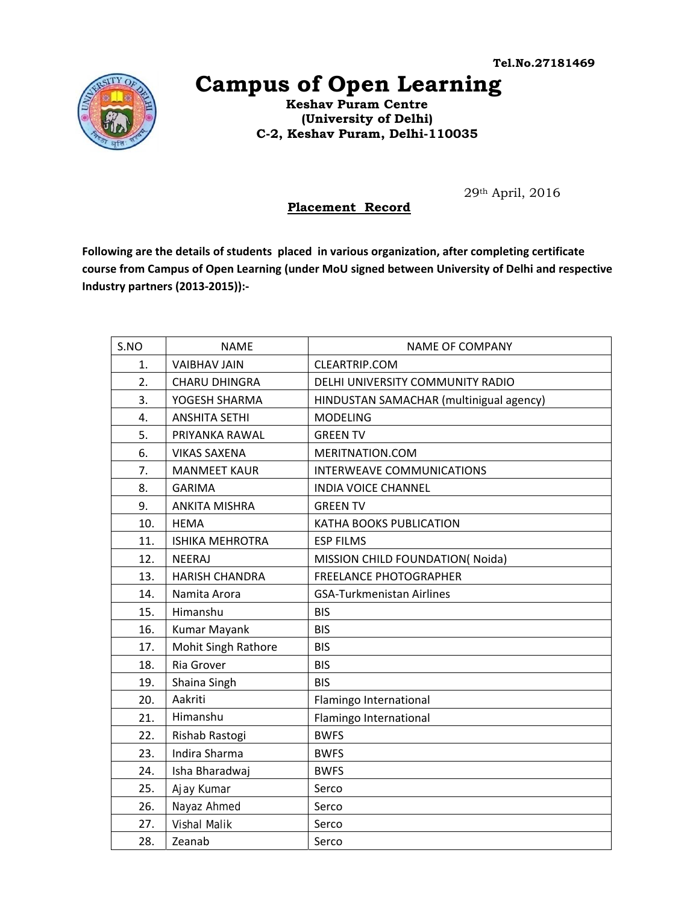Tel.No.27181469

# Campus of Open Learning

**Keshav Puram Centre**
**(University of Delhi)**
**C-2, Keshav Puram, Delhi-110035**

29th April, 2016

## Placement Record

**Following are the details of students placed in various organization, after completing certificate course from Campus of Open Learning (under MoU signed between University of Delhi and respective Industry partners (2013-2015)):-**

| S.NO | NAME | NAME OF COMPANY |
|---|---|---|
| 1. | VAIBHAV JAIN | CLEARTRIP.COM |
| 2. | CHARU DHINGRA | DELHI UNIVERSITY COMMUNITY RADIO |
| 3. | YOGESH SHARMA | HINDUSTAN SAMACHAR (multinigual agency) |
| 4. | ANSHITA SETHI | MODELING |
| 5. | PRIYANKA RAWAL | GREEN TV |
| 6. | VIKAS SAXENA | MERITNATION.COM |
| 7. | MANMEET KAUR | INTERWEAVE COMMUNICATIONS |
| 8. | GARIMA | INDIA VOICE CHANNEL |
| 9. | ANKITA MISHRA | GREEN TV |
| 10. | HEMA | KATHA BOOKS PUBLICATION |
| 11. | ISHIKA MEHROTRA | ESP FILMS |
| 12. | NEERAJ | MISSION CHILD FOUNDATION( Noida) |
| 13. | HARISH CHANDRA | FREELANCE PHOTOGRAPHER |
| 14. | Namita Arora | GSA-Turkmenistan Airlines |
| 15. | Himanshu | BIS |
| 16. | Kumar Mayank | BIS |
| 17. | Mohit Singh Rathore | BIS |
| 18. | Ria Grover | BIS |
| 19. | Shaina Singh | BIS |
| 20. | Aakriti | Flamingo International |
| 21. | Himanshu | Flamingo International |
| 22. | Rishab Rastogi | BWFS |
| 23. | Indira Sharma | BWFS |
| 24. | Isha Bharadwaj | BWFS |
| 25. | Ajay Kumar | Serco |
| 26. | Nayaz Ahmed | Serco |
| 27. | Vishal Malik | Serco |
| 28. | Zeanab | Serco |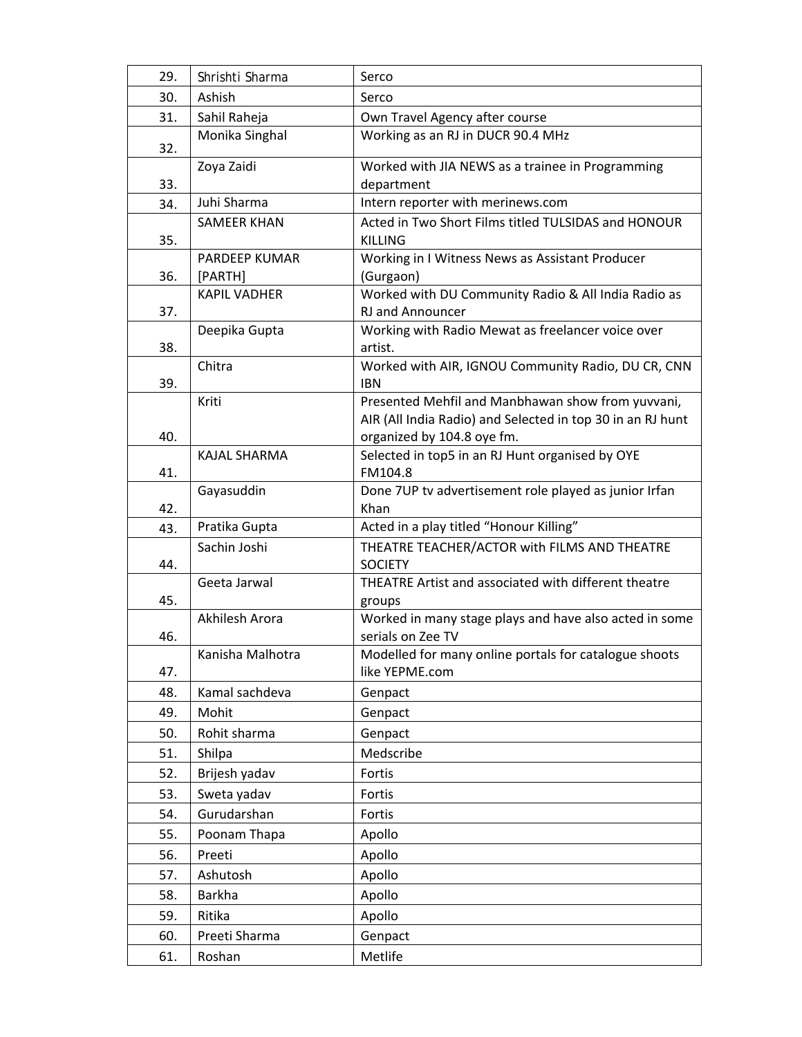| | | |
|---|---|---|
| 29. | Shrishti Sharma | Serco |
| 30. | Ashish | Serco |
| 31. | Sahil Raheja | Own Travel Agency after course |
| 32. | Monika Singhal | Working as an RJ in DUCR 90.4 MHz |
| 33. | Zoya Zaidi | Worked with JIA NEWS as a trainee in Programming department |
| 34. | Juhi Sharma | Intern reporter with merinews.com |
| 35. | SAMEER KHAN | Acted in Two Short Films titled TULSIDAS and HONOUR KILLING |
| 36. | PARDEEP KUMAR [PARTH] | Working in I Witness News as Assistant Producer (Gurgaon) |
| 37. | KAPIL VADHER | Worked with DU Community Radio & All India Radio as RJ and Announcer |
| 38. | Deepika Gupta | Working with Radio Mewat as freelancer voice over artist. |
| 39. | Chitra | Worked with AIR, IGNOU Community Radio, DU CR, CNN IBN |
| 40. | Kriti | Presented Mehfil and Manbhawan show from yuvvani, AIR (All India Radio) and Selected in top 30 in an RJ hunt organized by 104.8 oye fm. |
| 41. | KAJAL SHARMA | Selected in top5 in an RJ Hunt organised by OYE FM104.8 |
| 42. | Gayasuddin | Done 7UP tv advertisement role played as junior Irfan Khan |
| 43. | Pratika Gupta | Acted in a play titled “Honour Killing” |
| 44. | Sachin Joshi | THEATRE TEACHER/ACTOR with FILMS AND THEATRE SOCIETY |
| 45. | Geeta Jarwal | THEATRE Artist and associated with different theatre groups |
| 46. | Akhilesh Arora | Worked in many stage plays and have also acted in some serials on Zee TV |
| 47. | Kanisha Malhotra | Modelled for many online portals for catalogue shoots like YEPME.com |
| 48. | Kamal sachdeva | Genpact |
| 49. | Mohit | Genpact |
| 50. | Rohit sharma | Genpact |
| 51. | Shilpa | Medscribe |
| 52. | Brijesh yadav | Fortis |
| 53. | Sweta yadav | Fortis |
| 54. | Gurudarshan | Fortis |
| 55. | Poonam Thapa | Apollo |
| 56. | Preeti | Apollo |
| 57. | Ashutosh | Apollo |
| 58. | Barkha | Apollo |
| 59. | Ritika | Apollo |
| 60. | Preeti Sharma | Genpact |
| 61. | Roshan | Metlife |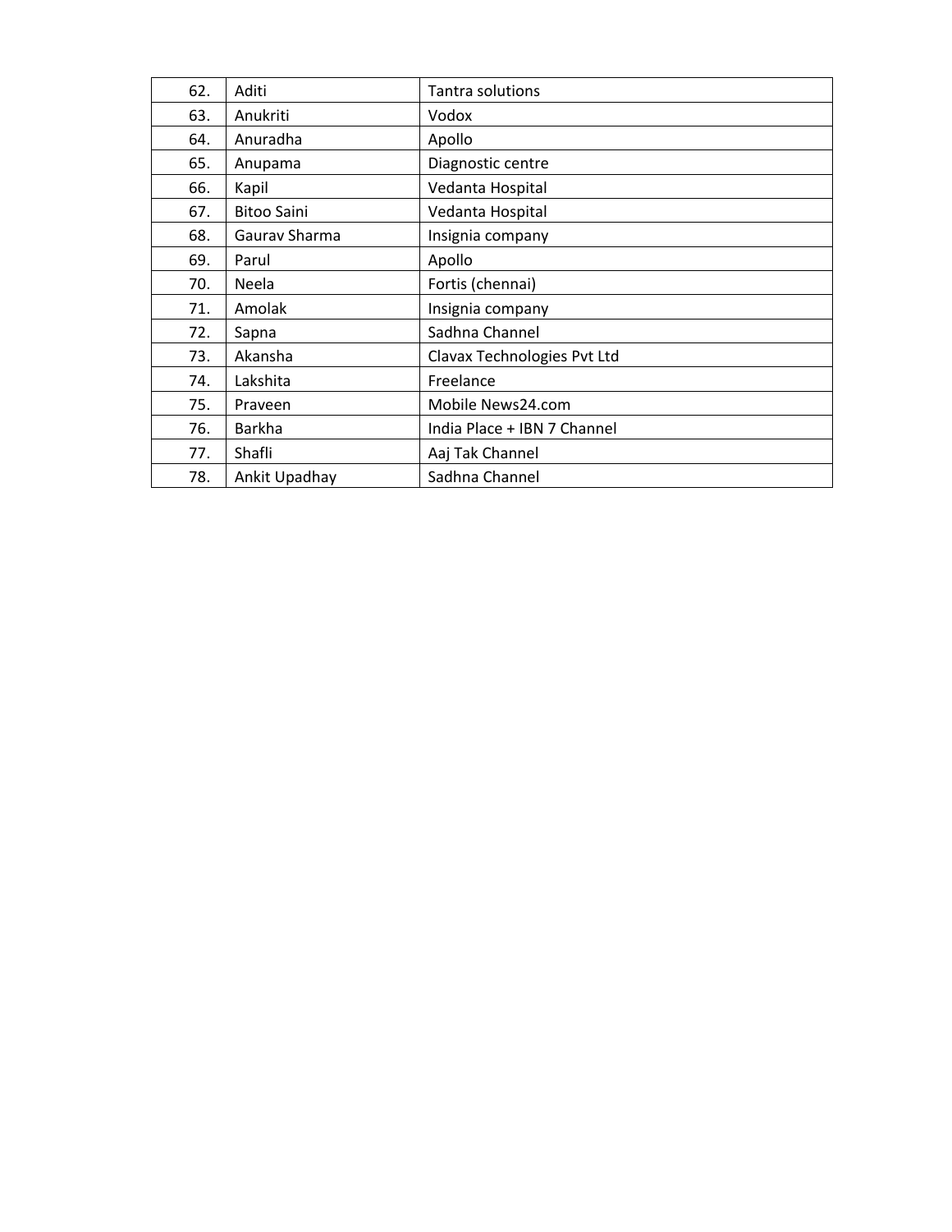| | | |
|---|---|---|
| 62. | Aditi | Tantra solutions |
| 63. | Anukriti | Vodox |
| 64. | Anuradha | Apollo |
| 65. | Anupama | Diagnostic centre |
| 66. | Kapil | Vedanta Hospital |
| 67. | Bitoo Saini | Vedanta Hospital |
| 68. | Gaurav Sharma | Insignia company |
| 69. | Parul | Apollo |
| 70. | Neela | Fortis (chennai) |
| 71. | Amolak | Insignia company |
| 72. | Sapna | Sadhna Channel |
| 73. | Akansha | Clavax Technologies Pvt Ltd |
| 74. | Lakshita | Freelance |
| 75. | Praveen | Mobile News24.com |
| 76. | Barkha | India Place + IBN 7 Channel |
| 77. | Shafli | Aaj Tak Channel |
| 78. | Ankit Upadhay | Sadhna Channel |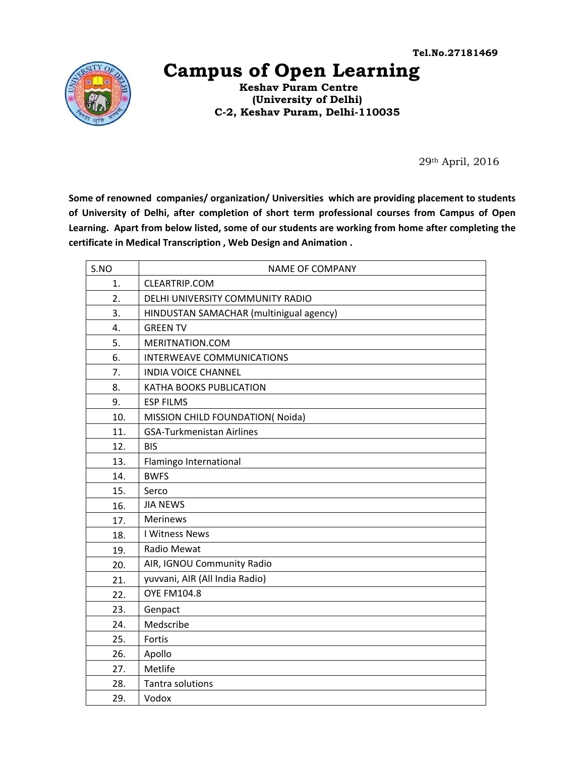Tel.No.27181469

# Campus of Open Learning

**Keshav Puram Centre**
**(University of Delhi)**
**C-2, Keshav Puram, Delhi-110035**

29th April, 2016

**Some of renowned companies/ organization/ Universities which are providing placement to students of University of Delhi, after completion of short term professional courses from Campus of Open Learning. Apart from below listed, some of our students are working from home after completing the certificate in Medical Transcription , Web Design and Animation .**

| S.NO | NAME OF COMPANY |
|---|---|
| 1. | CLEARTRIP.COM |
| 2. | DELHI UNIVERSITY COMMUNITY RADIO |
| 3. | HINDUSTAN SAMACHAR (multinigual agency) |
| 4. | GREEN TV |
| 5. | MERITNATION.COM |
| 6. | INTERWEAVE COMMUNICATIONS |
| 7. | INDIA VOICE CHANNEL |
| 8. | KATHA BOOKS PUBLICATION |
| 9. | ESP FILMS |
| 10. | MISSION CHILD FOUNDATION( Noida) |
| 11. | GSA-Turkmenistan Airlines |
| 12. | BIS |
| 13. | Flamingo International |
| 14. | BWFS |
| 15. | Serco |
| 16. | JIA NEWS |
| 17. | Merinews |
| 18. | I Witness News |
| 19. | Radio Mewat |
| 20. | AIR, IGNOU Community Radio |
| 21. | yuvvani, AIR (All India Radio) |
| 22. | OYE FM104.8 |
| 23. | Genpact |
| 24. | Medscribe |
| 25. | Fortis |
| 26. | Apollo |
| 27. | Metlife |
| 28. | Tantra solutions |
| 29. | Vodox |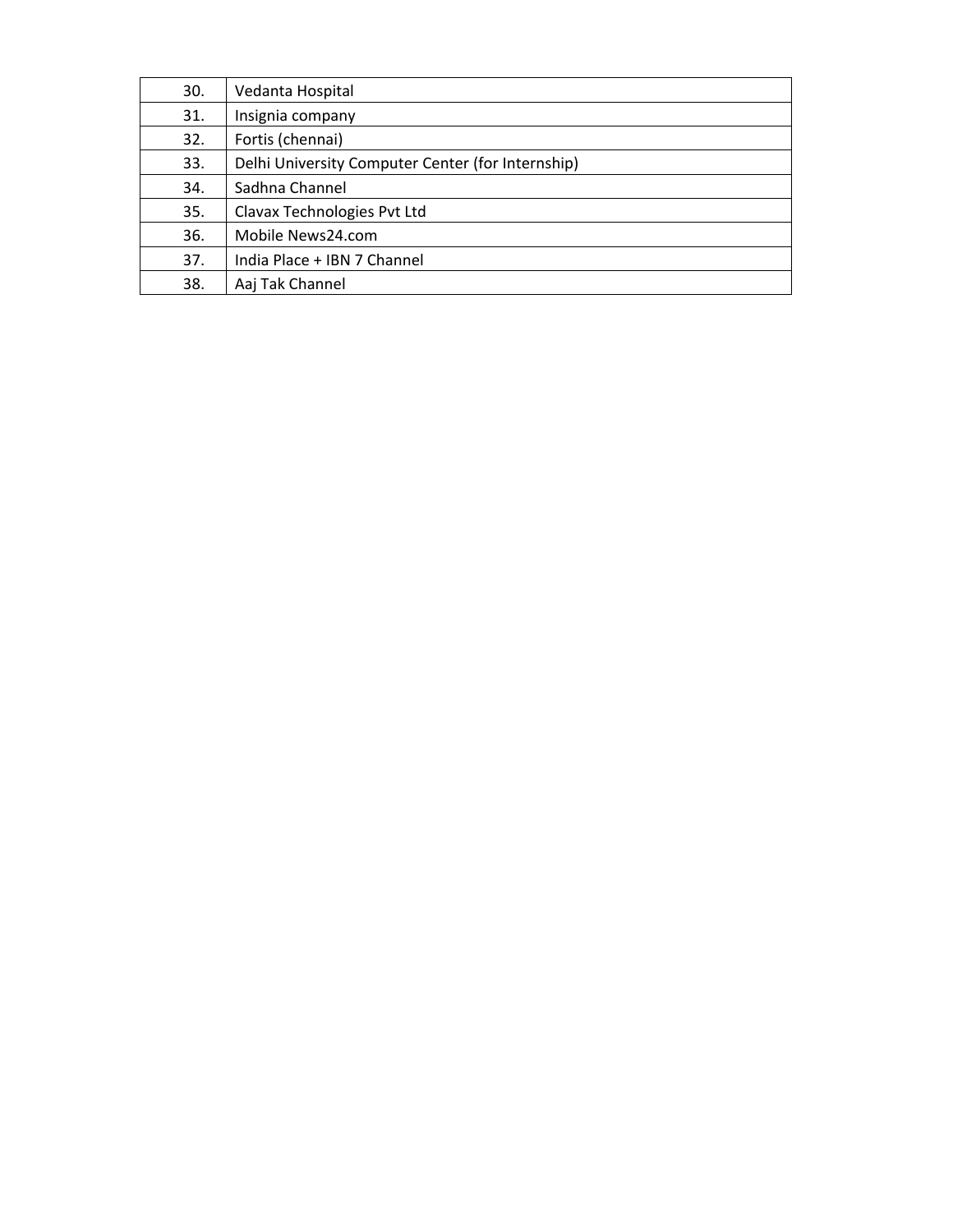| | |
|---|---|
| 30. | Vedanta Hospital |
| 31. | Insignia company |
| 32. | Fortis (chennai) |
| 33. | Delhi University Computer Center (for Internship) |
| 34. | Sadhna Channel |
| 35. | Clavax Technologies Pvt Ltd |
| 36. | Mobile News24.com |
| 37. | India Place + IBN 7 Channel |
| 38. | Aaj Tak Channel |